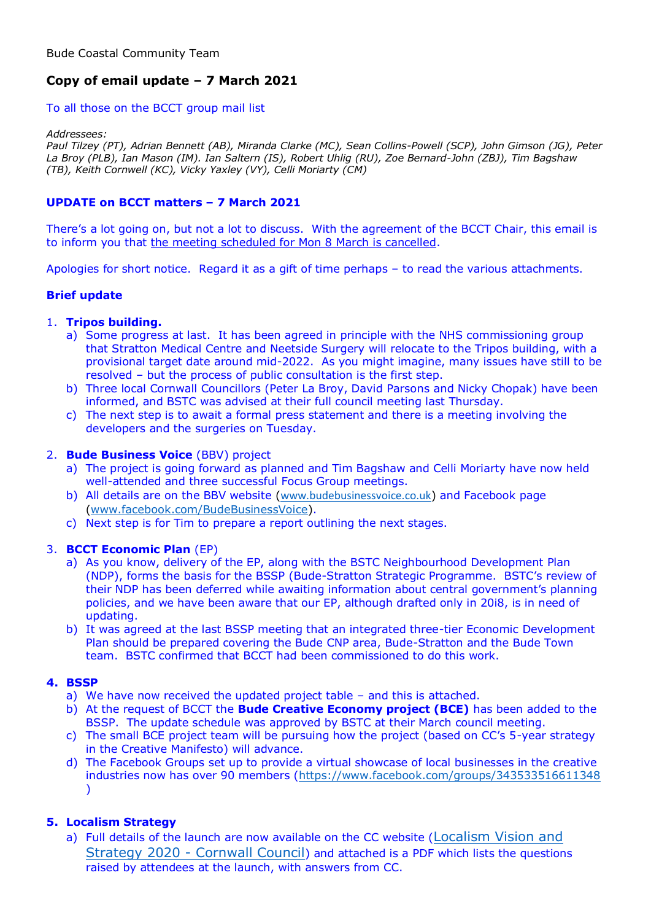Bude Coastal Community Team

## Copy of email update – 7 March 2021

To all those on the BCCT group mail list

*Addressees:*
*Paul Tilzey (PT), Adrian Bennett (AB), Miranda Clarke (MC), Sean Collins-Powell (SCP), John Gimson (JG), Peter La Broy (PLB), Ian Mason (IM). Ian Saltern (IS), Robert Uhlig (RU), Zoe Bernard-John (ZBJ), Tim Bagshaw (TB), Keith Cornwell (KC), Vicky Yaxley (VY), Celli Moriarty (CM)*

### UPDATE on BCCT matters – 7 March 2021

There's a lot going on, but not a lot to discuss. With the agreement of the BCCT Chair, this email is to inform you that <u>the meeting scheduled for Mon 8 March is cancelled</u>.

Apologies for short notice. Regard it as a gift of time perhaps – to read the various attachments.

### Brief update

1. **Tripos building.**
   a) Some progress at last. It has been agreed in principle with the NHS commissioning group that Stratton Medical Centre and Neetside Surgery will relocate to the Tripos building, with a provisional target date around mid-2022. As you might imagine, many issues have still to be resolved – but the process of public consultation is the first step.
   b) Three local Cornwall Councillors (Peter La Broy, David Parsons and Nicky Chopak) have been informed, and BSTC was advised at their full council meeting last Thursday.
   c) The next step is to await a formal press statement and there is a meeting involving the developers and the surgeries on Tuesday.

2. **Bude Business Voice** (BBV) project
   a) The project is going forward as planned and Tim Bagshaw and Celli Moriarty have now held well-attended and three successful Focus Group meetings.
   b) All details are on the BBV website (www.budebusinessvoice.co.uk) and Facebook page (www.facebook.com/BudeBusinessVoice).
   c) Next step is for Tim to prepare a report outlining the next stages.

3. **BCCT Economic Plan** (EP)
   a) As you know, delivery of the EP, along with the BSTC Neighbourhood Development Plan (NDP), forms the basis for the BSSP (Bude-Stratton Strategic Programme. BSTC's review of their NDP has been deferred while awaiting information about central government's planning policies, and we have been aware that our EP, although drafted only in 20i8, is in need of updating.
   b) It was agreed at the last BSSP meeting that an integrated three-tier Economic Development Plan should be prepared covering the Bude CNP area, Bude-Stratton and the Bude Town team. BSTC confirmed that BCCT had been commissioned to do this work.

4. **BSSP**
   a) We have now received the updated project table – and this is attached.
   b) At the request of BCCT the **Bude Creative Economy project (BCE)** has been added to the BSSP. The update schedule was approved by BSTC at their March council meeting.
   c) The small BCE project team will be pursuing how the project (based on CC's 5-year strategy in the Creative Manifesto) will advance.
   d) The Facebook Groups set up to provide a virtual showcase of local businesses in the creative industries now has over 90 members (https://www.facebook.com/groups/343533516611348 )

5. **Localism Strategy**
   a) Full details of the launch are now available on the CC website (Localism Vision and Strategy 2020 - Cornwall Council) and attached is a PDF which lists the questions raised by attendees at the launch, with answers from CC.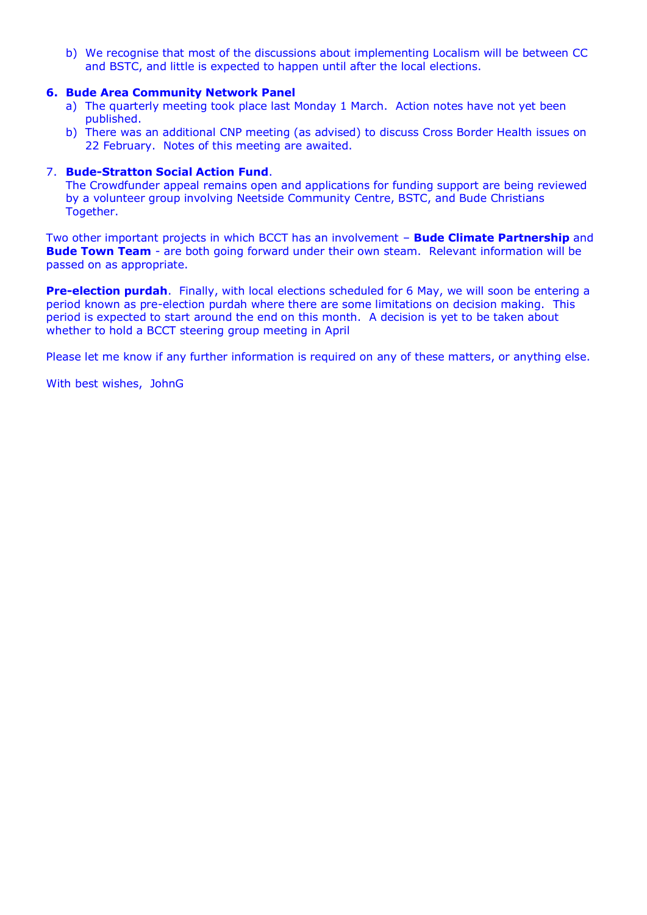b) We recognise that most of the discussions about implementing Localism will be between CC and BSTC, and little is expected to happen until after the local elections.

6. **Bude Area Community Network Panel**
   a) The quarterly meeting took place last Monday 1 March. Action notes have not yet been published.
   b) There was an additional CNP meeting (as advised) to discuss Cross Border Health issues on 22 February. Notes of this meeting are awaited.

7. **Bude-Stratton Social Action Fund**.
   The Crowdfunder appeal remains open and applications for funding support are being reviewed by a volunteer group involving Neetside Community Centre, BSTC, and Bude Christians Together.

Two other important projects in which BCCT has an involvement – **Bude Climate Partnership** and **Bude Town Team** - are both going forward under their own steam. Relevant information will be passed on as appropriate.

**Pre-election purdah**. Finally, with local elections scheduled for 6 May, we will soon be entering a period known as pre-election purdah where there are some limitations on decision making. This period is expected to start around the end on this month. A decision is yet to be taken about whether to hold a BCCT steering group meeting in April

Please let me know if any further information is required on any of these matters, or anything else.

With best wishes, JohnG